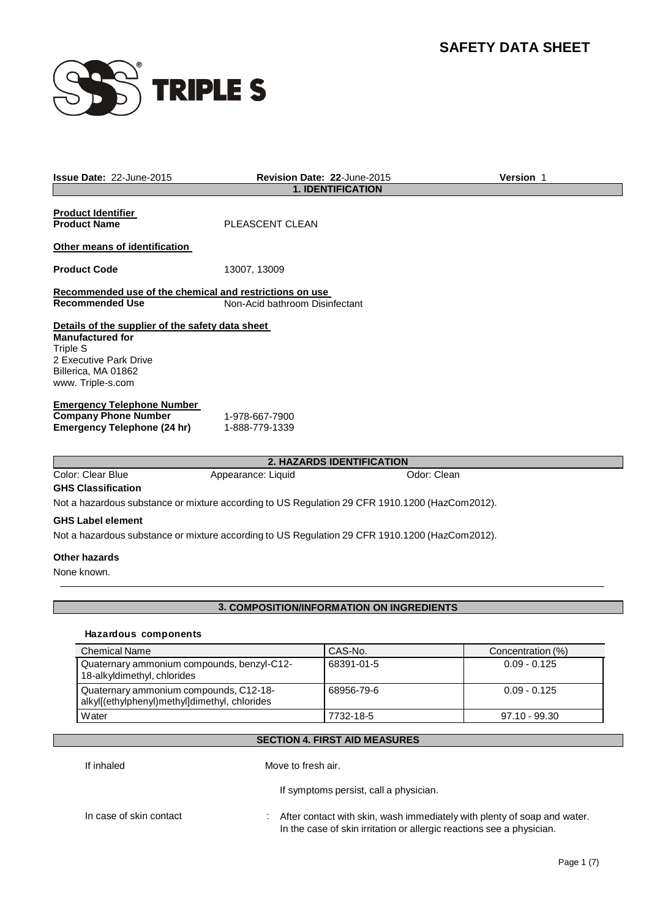# SAFETY DATA SHEET

TRIPLE S

**Issue Date:** 22-June-2015 **Revision Date: 22**-June-2015 **Version** 1

## 1. IDENTIFICATION

**Product Identifier**
**Product Name** PLEASCENT CLEAN

**Other means of identification**

**Product Code** 13007, 13009

**Recommended use of the chemical and restrictions on use**
**Recommended Use** Non-Acid bathroom Disinfectant

**Details of the supplier of the safety data sheet**
**Manufactured for**
Triple S
2 Executive Park Drive
Billerica, MA 01862
www. Triple-s.com

**Emergency Telephone Number**
**Company Phone Number** 1-978-667-7900
**Emergency Telephone (24 hr)** 1-888-779-1339

## 2. HAZARDS IDENTIFICATION

Color: Clear Blue Appearance: Liquid Odor: Clean

**GHS Classification**

Not a hazardous substance or mixture according to US Regulation 29 CFR 1910.1200 (HazCom2012).

**GHS Label element**

Not a hazardous substance or mixture according to US Regulation 29 CFR 1910.1200 (HazCom2012).

**Other hazards**

None known.

## 3. COMPOSITION/INFORMATION ON INGREDIENTS

**Hazardous components**

| Chemical Name | CAS-No. | Concentration (%) |
|---|---|---|
| Quaternary ammonium compounds, benzyl-C12-18-alkyldimethyl, chlorides | 68391-01-5 | 0.09 - 0.125 |
| Quaternary ammonium compounds, C12-18-alkyl[(ethylphenyl)methyl]dimethyl, chlorides | 68956-79-6 | 0.09 - 0.125 |
| Water | 7732-18-5 | 97.10 - 99.30 |

## SECTION 4. FIRST AID MEASURES

If inhaled Move to fresh air.

If symptoms persist, call a physician.

In case of skin contact : After contact with skin, wash immediately with plenty of soap and water. In the case of skin irritation or allergic reactions see a physician.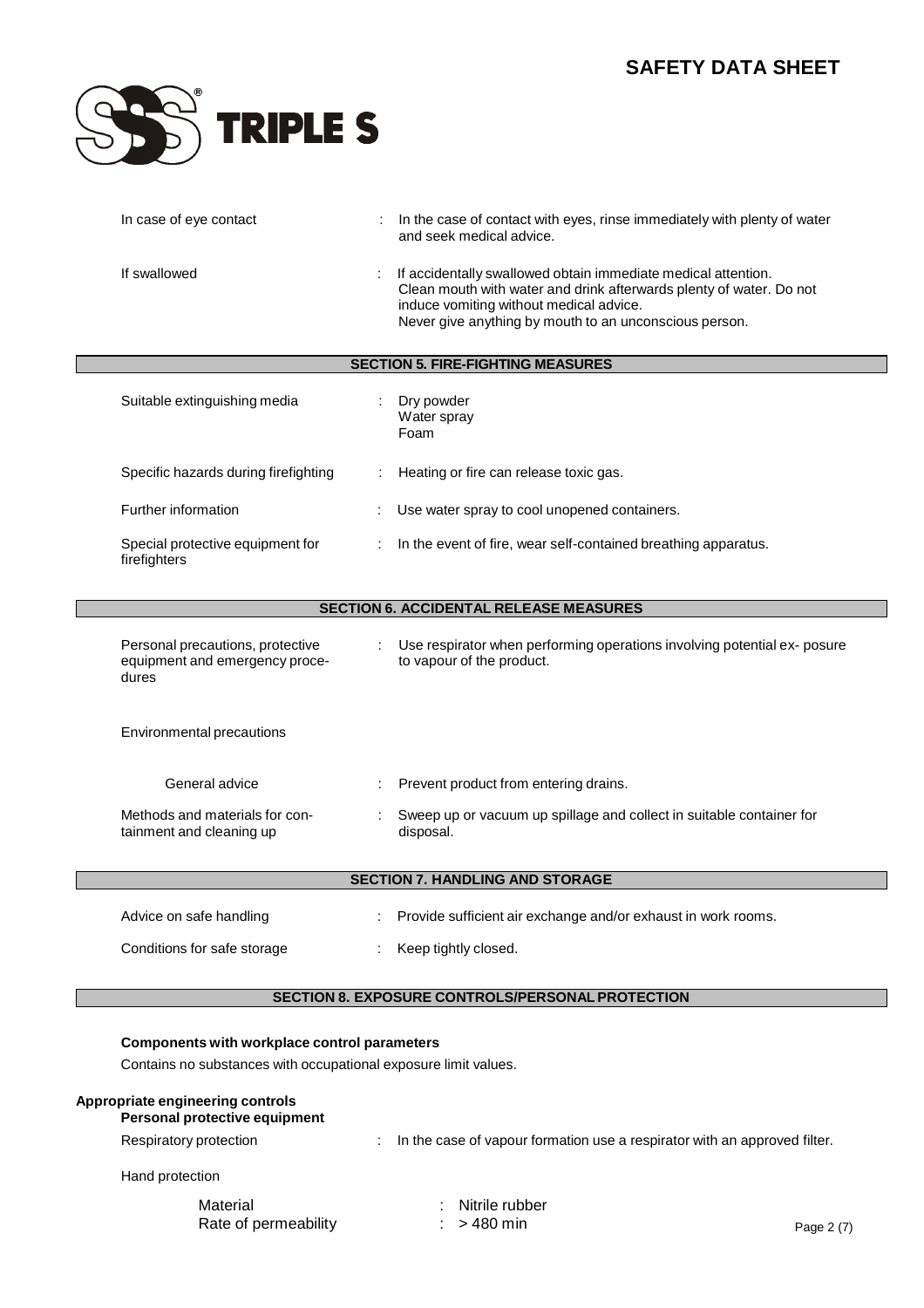| | | |
|---|---|---|
| In case of eye contact | : | In the case of contact with eyes, rinse immediately with plenty of water and seek medical advice. |
| If swallowed | : | If accidentally swallowed obtain immediate medical attention. Clean mouth with water and drink afterwards plenty of water. Do not induce vomiting without medical advice. Never give anything by mouth to an unconscious person. |

## SECTION 5. FIRE-FIGHTING MEASURES

| | | |
|---|---|---|
| Suitable extinguishing media | : | Dry powder<br>Water spray<br>Foam |
| Specific hazards during firefighting | : | Heating or fire can release toxic gas. |
| Further information | : | Use water spray to cool unopened containers. |
| Special protective equipment for firefighters | : | In the event of fire, wear self-contained breathing apparatus. |

## SECTION 6. ACCIDENTAL RELEASE MEASURES

| | | |
|---|---|---|
| Personal precautions, protective equipment and emergency procedures | : | Use respirator when performing operations involving potential ex- posure to vapour of the product. |

Environmental precautions

| | | |
|---|---|---|
| General advice | : | Prevent product from entering drains. |
| Methods and materials for containment and cleaning up | : | Sweep up or vacuum up spillage and collect in suitable container for disposal. |

## SECTION 7. HANDLING AND STORAGE

| | | |
|---|---|---|
| Advice on safe handling | : | Provide sufficient air exchange and/or exhaust in work rooms. |
| Conditions for safe storage | : | Keep tightly closed. |

## SECTION 8. EXPOSURE CONTROLS/PERSONAL PROTECTION

**Components with workplace control parameters**

Contains no substances with occupational exposure limit values.

**Appropriate engineering controls**

**Personal protective equipment**

| | | |
|---|---|---|
| Respiratory protection | : | In the case of vapour formation use a respirator with an approved filter. |

Hand protection

| | | |
|---|---|---|
| Material | : | Nitrile rubber |
| Rate of permeability | : | > 480 min |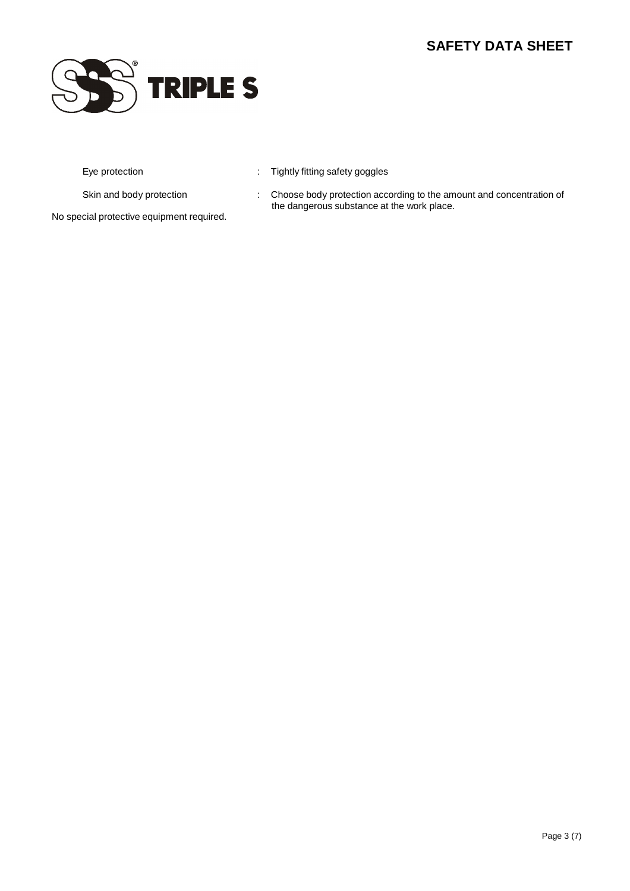| | | |
|---|---|---|
| Eye protection | : | Tightly fitting safety goggles |
| Skin and body protection | : | Choose body protection according to the amount and concentration of the dangerous substance at the work place. |

No special protective equipment required.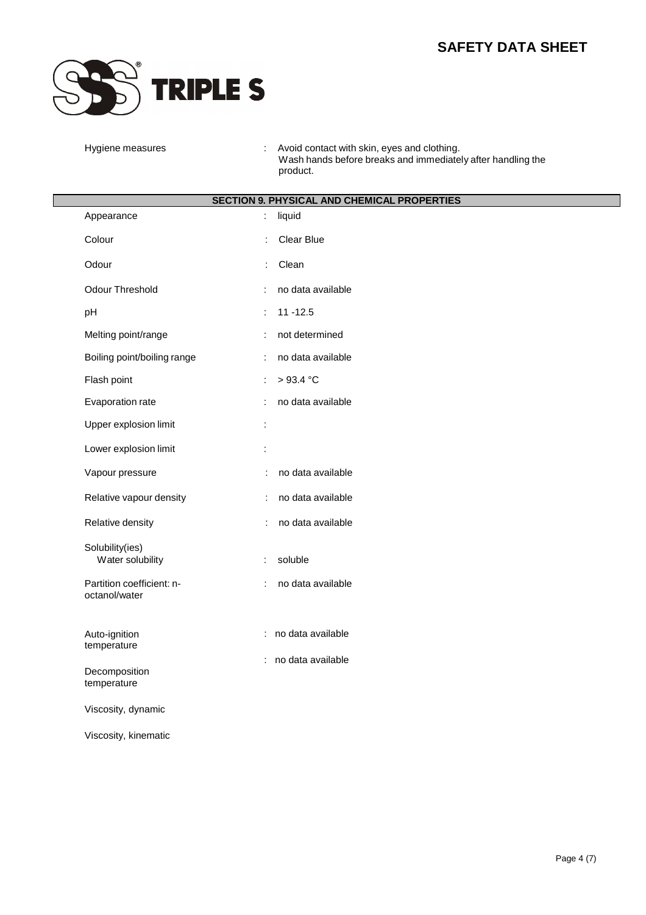| | |
|---|---|
| Hygiene measures | : Avoid contact with skin, eyes and clothing. Wash hands before breaks and immediately after handling the product. |

## SECTION 9. PHYSICAL AND CHEMICAL PROPERTIES

| | |
|---|---|
| Appearance | : liquid |
| Colour | : Clear Blue |
| Odour | : Clean |
| Odour Threshold | : no data available |
| pH | : 11 -12.5 |
| Melting point/range | : not determined |
| Boiling point/boiling range | : no data available |
| Flash point | : > 93.4 °C |
| Evaporation rate | : no data available |
| Upper explosion limit | : |
| Lower explosion limit | : |
| Vapour pressure | : no data available |
| Relative vapour density | : no data available |
| Relative density | : no data available |
| Solubility(ies) | |
| Water solubility | : soluble |
| Partition coefficient: n-octanol/water | : no data available |
| Auto-ignition temperature | : no data available |
| Decomposition temperature | : no data available |
| Viscosity, dynamic | |
| Viscosity, kinematic | |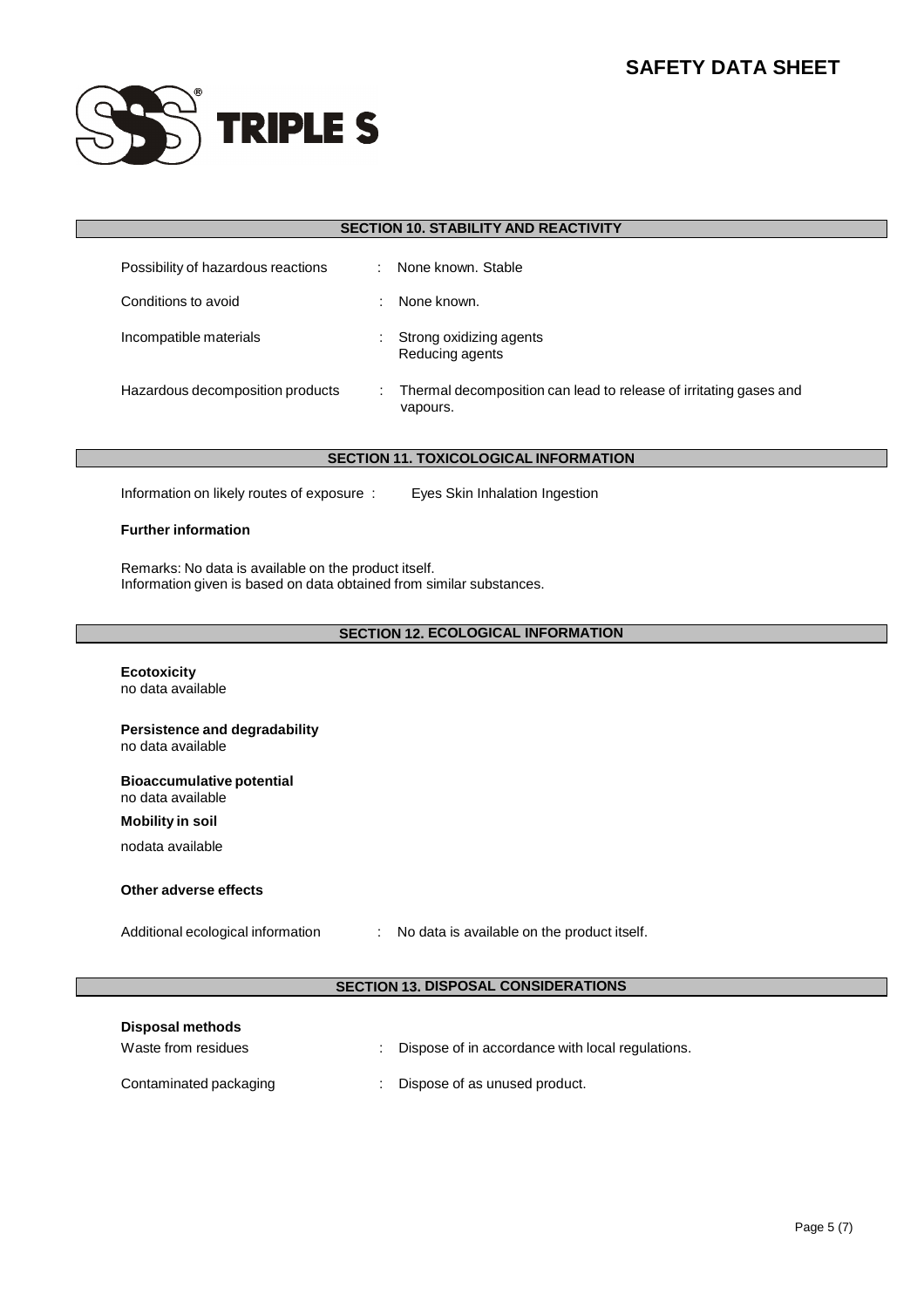## SECTION 10. STABILITY AND REACTIVITY

| | |
|---|---|
| Possibility of hazardous reactions | : None known. Stable |
| Conditions to avoid | : None known. |
| Incompatible materials | : Strong oxidizing agents<br>Reducing agents |
| Hazardous decomposition products | : Thermal decomposition can lead to release of irritating gases and vapours. |

## SECTION 11. TOXICOLOGICAL INFORMATION

Information on likely routes of exposure : Eyes Skin Inhalation Ingestion

**Further information**

Remarks: No data is available on the product itself.
Information given is based on data obtained from similar substances.

## SECTION 12. ECOLOGICAL INFORMATION

**Ecotoxicity**
no data available

**Persistence and degradability**
no data available

**Bioaccumulative potential**
no data available

**Mobility in soil**

nodata available

**Other adverse effects**

Additional ecological information : No data is available on the product itself.

## SECTION 13. DISPOSAL CONSIDERATIONS

**Disposal methods**

| | |
|---|---|
| Waste from residues | : Dispose of in accordance with local regulations. |
| Contaminated packaging | : Dispose of as unused product. |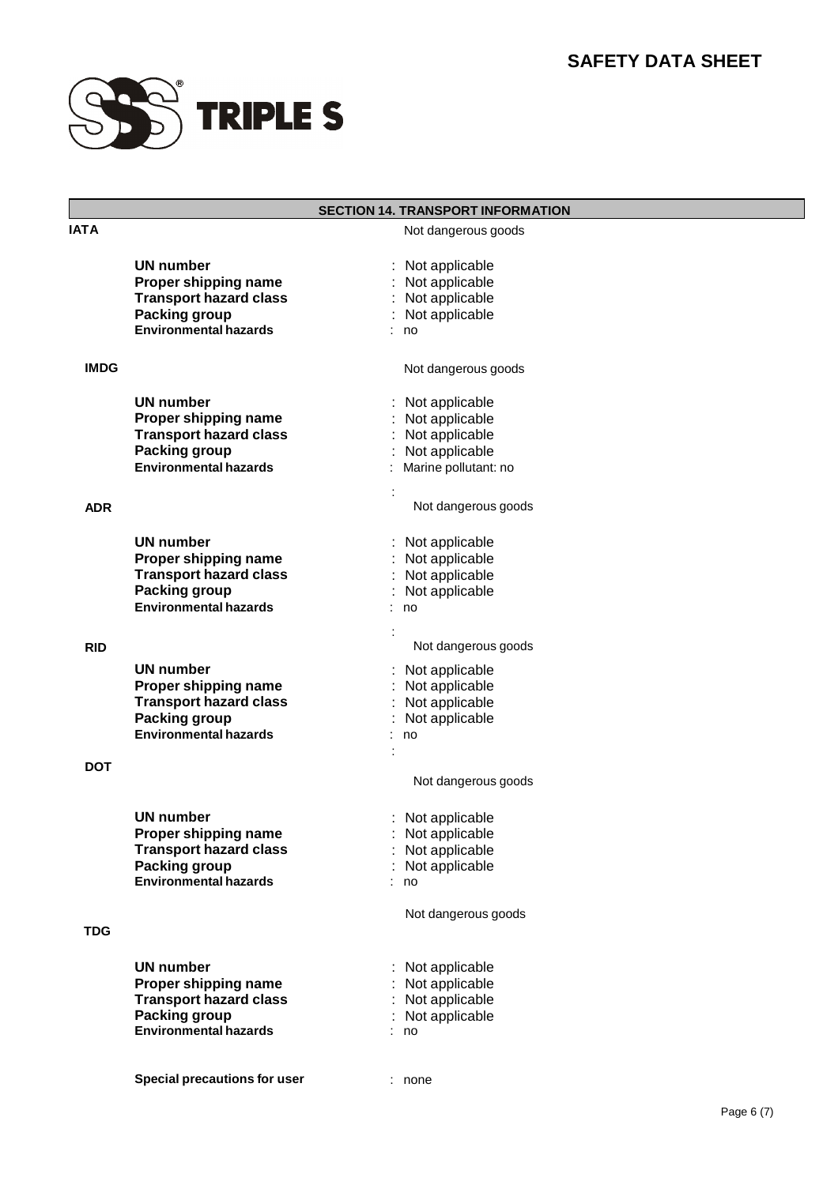## SECTION 14. TRANSPORT INFORMATION

**IATA** Not dangerous goods

| | |
|---|---|
| **UN number** | : Not applicable |
| **Proper shipping name** | : Not applicable |
| **Transport hazard class** | : Not applicable |
| **Packing group** | : Not applicable |
| **Environmental hazards** | : no |

**IMDG** Not dangerous goods

| | |
|---|---|
| **UN number** | : Not applicable |
| **Proper shipping name** | : Not applicable |
| **Transport hazard class** | : Not applicable |
| **Packing group** | : Not applicable |
| **Environmental hazards** | : Marine pollutant: no |

**ADR** Not dangerous goods

| | |
|---|---|
| **UN number** | : Not applicable |
| **Proper shipping name** | : Not applicable |
| **Transport hazard class** | : Not applicable |
| **Packing group** | : Not applicable |
| **Environmental hazards** | : no |

**RID** Not dangerous goods

| | |
|---|---|
| **UN number** | : Not applicable |
| **Proper shipping name** | : Not applicable |
| **Transport hazard class** | : Not applicable |
| **Packing group** | : Not applicable |
| **Environmental hazards** | : no |

**DOT** Not dangerous goods

| | |
|---|---|
| **UN number** | : Not applicable |
| **Proper shipping name** | : Not applicable |
| **Transport hazard class** | : Not applicable |
| **Packing group** | : Not applicable |
| **Environmental hazards** | : no |

**TDG** Not dangerous goods

| | |
|---|---|
| **UN number** | : Not applicable |
| **Proper shipping name** | : Not applicable |
| **Transport hazard class** | : Not applicable |
| **Packing group** | : Not applicable |
| **Environmental hazards** | : no |

**Special precautions for user** : none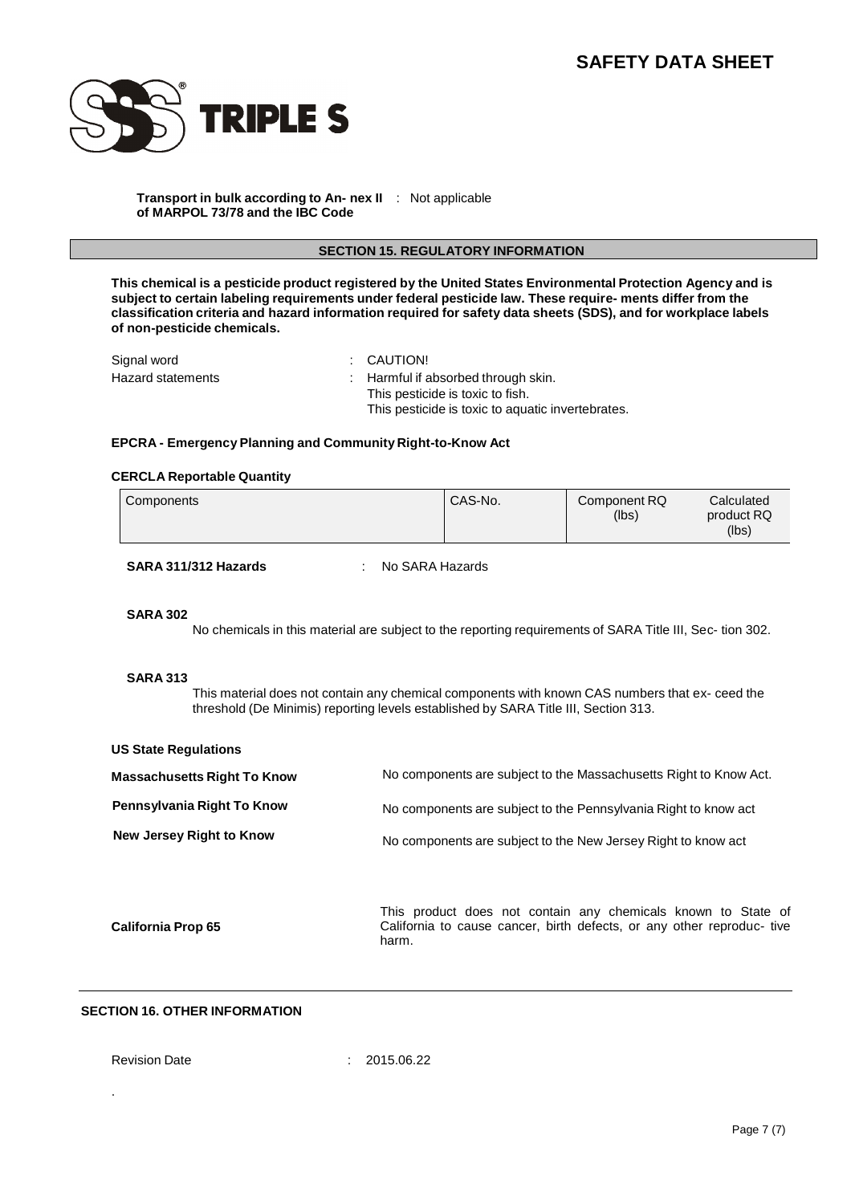**Transport in bulk according to An- nex II of MARPOL 73/78 and the IBC Code** : Not applicable

## SECTION 15. REGULATORY INFORMATION

**This chemical is a pesticide product registered by the United States Environmental Protection Agency and is subject to certain labeling requirements under federal pesticide law. These require- ments differ from the classification criteria and hazard information required for safety data sheets (SDS), and for workplace labels of non-pesticide chemicals.**

Signal word : CAUTION!

Hazard statements : Harmful if absorbed through skin.
This pesticide is toxic to fish.
This pesticide is toxic to aquatic invertebrates.

**EPCRA - Emergency Planning and Community Right-to-Know Act**

**CERCLA Reportable Quantity**

| Components | CAS-No. | Component RQ (lbs) | Calculated product RQ (lbs) |
|---|---|---|---|

**SARA 311/312 Hazards** : No SARA Hazards

**SARA 302**

No chemicals in this material are subject to the reporting requirements of SARA Title III, Sec- tion 302.

**SARA 313**

This material does not contain any chemical components with known CAS numbers that ex- ceed the threshold (De Minimis) reporting levels established by SARA Title III, Section 313.

**US State Regulations**

**Massachusetts Right To Know** No components are subject to the Massachusetts Right to Know Act.

**Pennsylvania Right To Know** No components are subject to the Pennsylvania Right to know act

**New Jersey Right to Know** No components are subject to the New Jersey Right to know act

**California Prop 65** This product does not contain any chemicals known to State of California to cause cancer, birth defects, or any other reproduc- tive harm.

## SECTION 16. OTHER INFORMATION

Revision Date : 2015.06.22

.